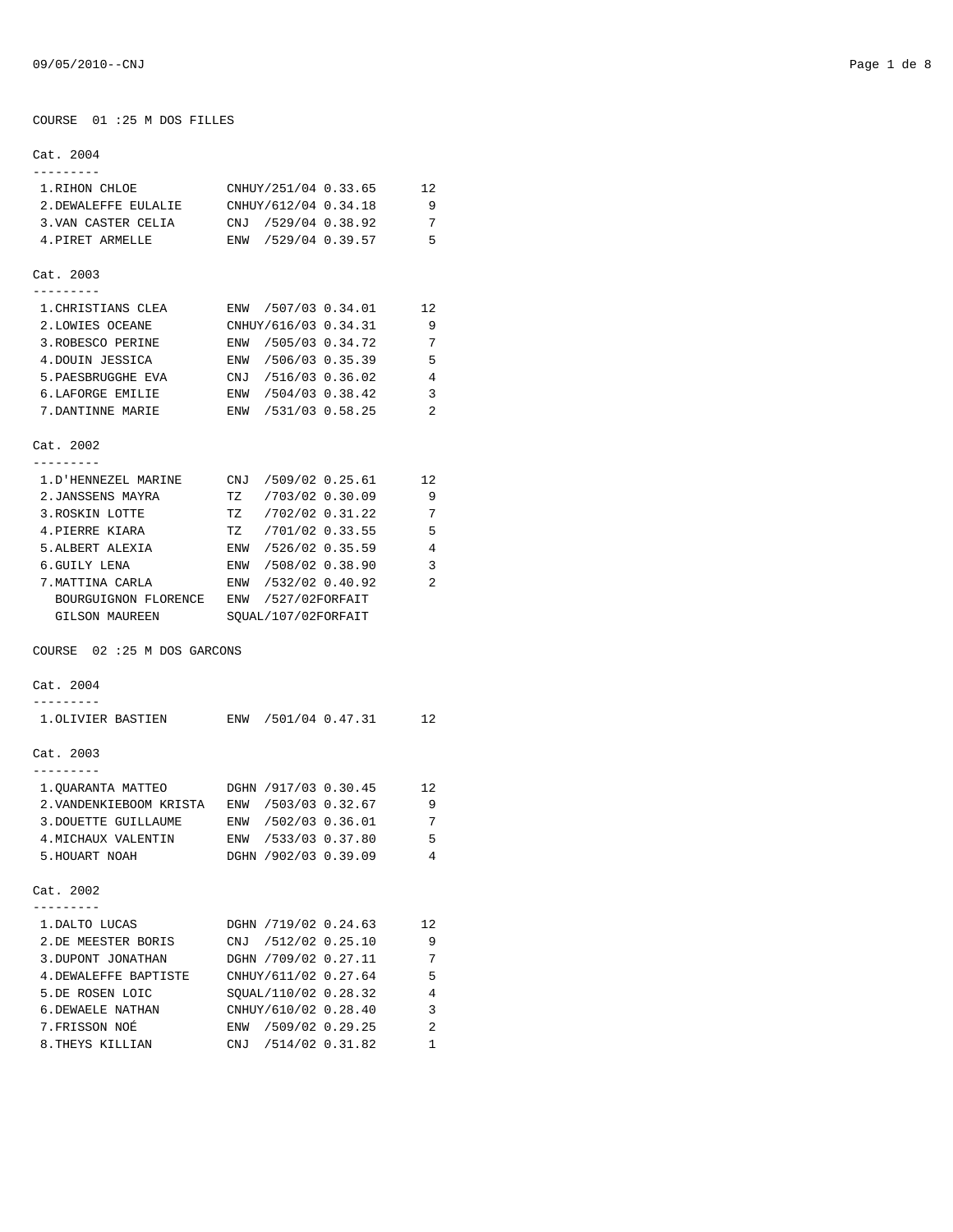## COURSE 01 :25 M DOS FILLES

### Cat. 2004

| Rang | Nom | Club/N° | Temps | Points |
|---|---|---|---|---|
| 1. | RIHON CHLOE | CNHUY/251/04 | 0.33.65 | 12 |
| 2. | DEWALEFFE EULALIE | CNHUY/612/04 | 0.34.18 | 9 |
| 3. | VAN CASTER CELIA | CNJ /529/04 | 0.38.92 | 7 |
| 4. | PIRET ARMELLE | ENW /529/04 | 0.39.57 | 5 |

### Cat. 2003

| Rang | Nom | Club/N° | Temps | Points |
|---|---|---|---|---|
| 1. | CHRISTIANS CLEA | ENW /507/03 | 0.34.01 | 12 |
| 2. | LOWIES OCEANE | CNHUY/616/03 | 0.34.31 | 9 |
| 3. | ROBESCO PERINE | ENW /505/03 | 0.34.72 | 7 |
| 4. | DOUIN JESSICA | ENW /506/03 | 0.35.39 | 5 |
| 5. | PAESBRUGGHE EVA | CNJ /516/03 | 0.36.02 | 4 |
| 6. | LAFORGE EMILIE | ENW /504/03 | 0.38.42 | 3 |
| 7. | DANTINNE MARIE | ENW /531/03 | 0.58.25 | 2 |

### Cat. 2002

| Rang | Nom | Club/N° | Temps | Points |
|---|---|---|---|---|
| 1. | D'HENNEZEL MARINE | CNJ /509/02 | 0.25.61 | 12 |
| 2. | JANSSENS MAYRA | TZ /703/02 | 0.30.09 | 9 |
| 3. | ROSKIN LOTTE | TZ /702/02 | 0.31.22 | 7 |
| 4. | PIERRE KIARA | TZ /701/02 | 0.33.55 | 5 |
| 5. | ALBERT ALEXIA | ENW /526/02 | 0.35.59 | 4 |
| 6. | GUILY LENA | ENW /508/02 | 0.38.90 | 3 |
| 7. | MATTINA CARLA | ENW /532/02 | 0.40.92 | 2 |
| | BOURGUIGNON FLORENCE | ENW /527/02 | FORFAIT | |
| | GILSON MAUREEN | SQUAL/107/02 | FORFAIT | |

## COURSE 02 :25 M DOS GARCONS

### Cat. 2004

| Rang | Nom | Club/N° | Temps | Points |
|---|---|---|---|---|
| 1. | OLIVIER BASTIEN | ENW /501/04 | 0.47.31 | 12 |

### Cat. 2003

| Rang | Nom | Club/N° | Temps | Points |
|---|---|---|---|---|
| 1. | QUARANTA MATTEO | DGHN /917/03 | 0.30.45 | 12 |
| 2. | VANDENKIEBOOM KRISTA | ENW /503/03 | 0.32.67 | 9 |
| 3. | DOUETTE GUILLAUME | ENW /502/03 | 0.36.01 | 7 |
| 4. | MICHAUX VALENTIN | ENW /533/03 | 0.37.80 | 5 |
| 5. | HOUART NOAH | DGHN /902/03 | 0.39.09 | 4 |

### Cat. 2002

| Rang | Nom | Club/N° | Temps | Points |
|---|---|---|---|---|
| 1. | DALTO LUCAS | DGHN /719/02 | 0.24.63 | 12 |
| 2. | DE MEESTER BORIS | CNJ /512/02 | 0.25.10 | 9 |
| 3. | DUPONT JONATHAN | DGHN /709/02 | 0.27.11 | 7 |
| 4. | DEWALEFFE BAPTISTE | CNHUY/611/02 | 0.27.64 | 5 |
| 5. | DE ROSEN LOIC | SQUAL/110/02 | 0.28.32 | 4 |
| 6. | DEWAELE NATHAN | CNHUY/610/02 | 0.28.40 | 3 |
| 7. | FRISSON NOÉ | ENW /509/02 | 0.29.25 | 2 |
| 8. | THEYS KILLIAN | CNJ /514/02 | 0.31.82 | 1 |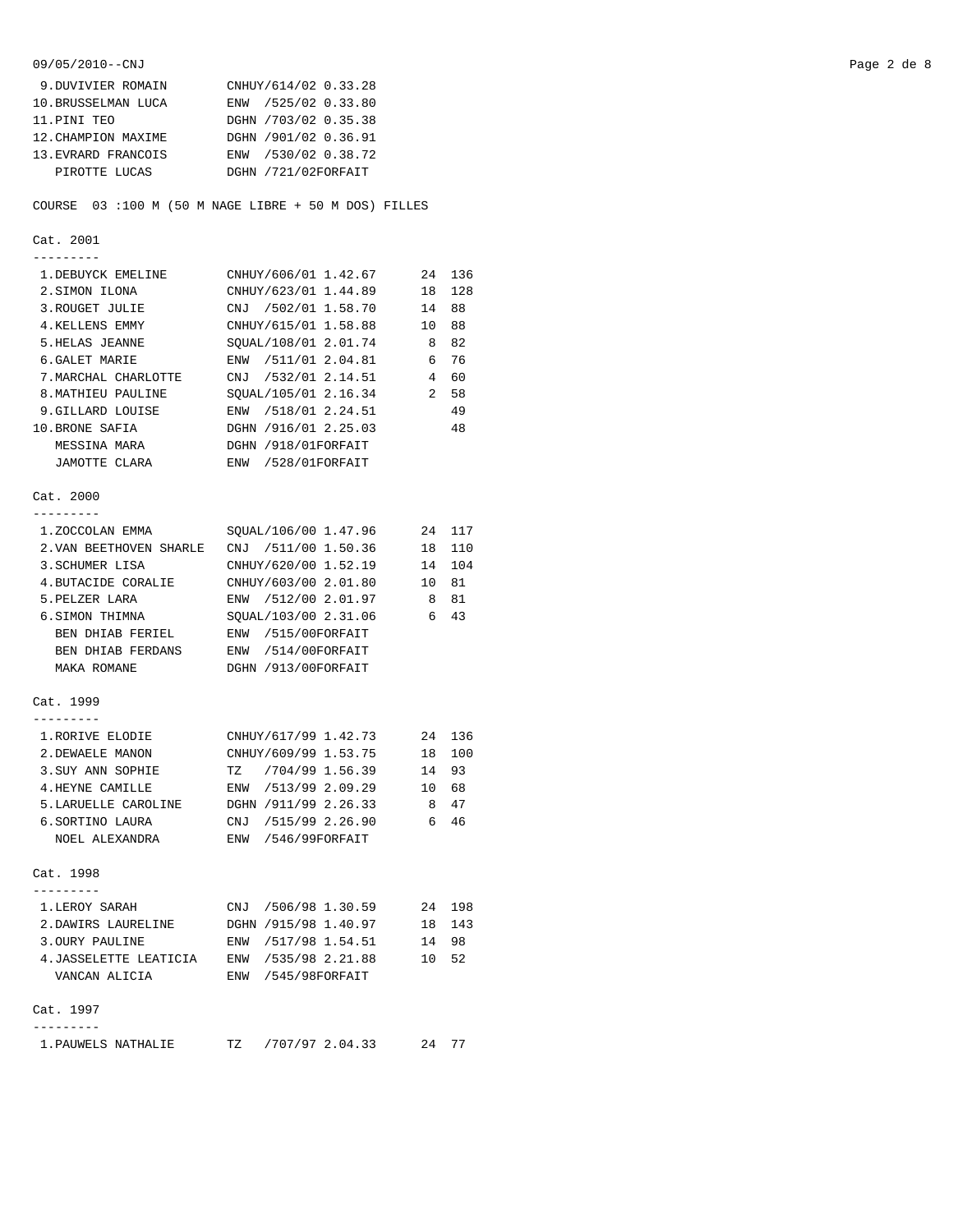| | | | | |
|---|---|---|---|---|
| 9.DUVIVIER ROMAIN | CNHUY/614/02 | 0.33.28 | | |
| 10.BRUSSELMAN LUCA | ENW /525/02 | 0.33.80 | | |
| 11.PINI TEO | DGHN /703/02 | 0.35.38 | | |
| 12.CHAMPION MAXIME | DGHN /901/02 | 0.36.91 | | |
| 13.EVRARD FRANCOIS | ENW /530/02 | 0.38.72 | | |
| PIROTTE LUCAS | DGHN /721/02 | FORFAIT | | |

COURSE 03 :100 M (50 M NAGE LIBRE + 50 M DOS) FILLES

Cat. 2001

| | | | | |
|---|---|---|---|---|
| 1.DEBUYCK EMELINE | CNHUY/606/01 | 1.42.67 | 24 | 136 |
| 2.SIMON ILONA | CNHUY/623/01 | 1.44.89 | 18 | 128 |
| 3.ROUGET JULIE | CNJ /502/01 | 1.58.70 | 14 | 88 |
| 4.KELLENS EMMY | CNHUY/615/01 | 1.58.88 | 10 | 88 |
| 5.HELAS JEANNE | SQUAL/108/01 | 2.01.74 | 8 | 82 |
| 6.GALET MARIE | ENW /511/01 | 2.04.81 | 6 | 76 |
| 7.MARCHAL CHARLOTTE | CNJ /532/01 | 2.14.51 | 4 | 60 |
| 8.MATHIEU PAULINE | SQUAL/105/01 | 2.16.34 | 2 | 58 |
| 9.GILLARD LOUISE | ENW /518/01 | 2.24.51 | | 49 |
| 10.BRONE SAFIA | DGHN /916/01 | 2.25.03 | | 48 |
| MESSINA MARA | DGHN /918/01 | FORFAIT | | |
| JAMOTTE CLARA | ENW /528/01 | FORFAIT | | |

Cat. 2000

| | | | | |
|---|---|---|---|---|
| 1.ZOCCOLAN EMMA | SQUAL/106/00 | 1.47.96 | 24 | 117 |
| 2.VAN BEETHOVEN SHARLE | CNJ /511/00 | 1.50.36 | 18 | 110 |
| 3.SCHUMER LISA | CNHUY/620/00 | 1.52.19 | 14 | 104 |
| 4.BUTACIDE CORALIE | CNHUY/603/00 | 2.01.80 | 10 | 81 |
| 5.PELZER LARA | ENW /512/00 | 2.01.97 | 8 | 81 |
| 6.SIMON THIMNA | SQUAL/103/00 | 2.31.06 | 6 | 43 |
| BEN DHIAB FERIEL | ENW /515/00 | FORFAIT | | |
| BEN DHIAB FERDANS | ENW /514/00 | FORFAIT | | |
| MAKA ROMANE | DGHN /913/00 | FORFAIT | | |

Cat. 1999

| | | | | |
|---|---|---|---|---|
| 1.RORIVE ELODIE | CNHUY/617/99 | 1.42.73 | 24 | 136 |
| 2.DEWAELE MANON | CNHUY/609/99 | 1.53.75 | 18 | 100 |
| 3.SUY ANN SOPHIE | TZ /704/99 | 1.56.39 | 14 | 93 |
| 4.HEYNE CAMILLE | ENW /513/99 | 2.09.29 | 10 | 68 |
| 5.LARUELLE CAROLINE | DGHN /911/99 | 2.26.33 | 8 | 47 |
| 6.SORTINO LAURA | CNJ /515/99 | 2.26.90 | 6 | 46 |
| NOEL ALEXANDRA | ENW /546/99 | FORFAIT | | |

Cat. 1998

| | | | | |
|---|---|---|---|---|
| 1.LEROY SARAH | CNJ /506/98 | 1.30.59 | 24 | 198 |
| 2.DAWIRS LAURELINE | DGHN /915/98 | 1.40.97 | 18 | 143 |
| 3.OURY PAULINE | ENW /517/98 | 1.54.51 | 14 | 98 |
| 4.JASSELETTE LEATICIA | ENW /535/98 | 2.21.88 | 10 | 52 |
| VANCAN ALICIA | ENW /545/98 | FORFAIT | | |

Cat. 1997

| | | | | |
|---|---|---|---|---|
| 1.PAUWELS NATHALIE | TZ /707/97 | 2.04.33 | 24 | 77 |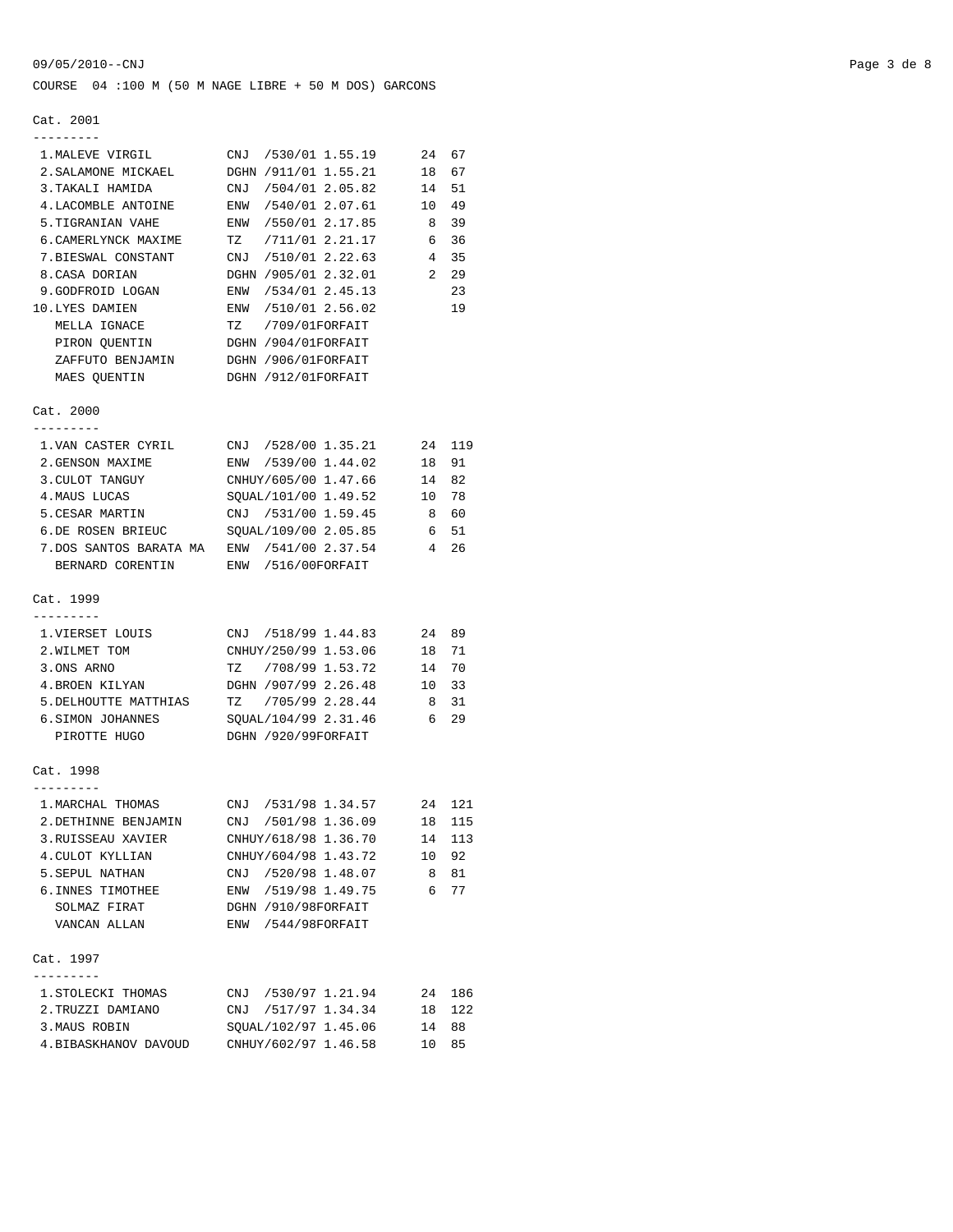COURSE 04 :100 M (50 M NAGE LIBRE + 50 M DOS) GARCONS

## Cat. 2001

| Rang | Nom | Club/N° | Temps | Pts | Pts |
|---|---|---|---|---|---|
| 1. | MALEVE VIRGIL | CNJ /530/01 | 1.55.19 | 24 | 67 |
| 2. | SALAMONE MICKAEL | DGHN /911/01 | 1.55.21 | 18 | 67 |
| 3. | TAKALI HAMIDA | CNJ /504/01 | 2.05.82 | 14 | 51 |
| 4. | LACOMBLE ANTOINE | ENW /540/01 | 2.07.61 | 10 | 49 |
| 5. | TIGRANIAN VAHE | ENW /550/01 | 2.17.85 | 8 | 39 |
| 6. | CAMERLYNCK MAXIME | TZ /711/01 | 2.21.17 | 6 | 36 |
| 7. | BIESWAL CONSTANT | CNJ /510/01 | 2.22.63 | 4 | 35 |
| 8. | CASA DORIAN | DGHN /905/01 | 2.32.01 | 2 | 29 |
| 9. | GODFROID LOGAN | ENW /534/01 | 2.45.13 | | 23 |
| 10. | LYES DAMIEN | ENW /510/01 | 2.56.02 | | 19 |
| | MELLA IGNACE | TZ /709/01 | FORFAIT | | |
| | PIRON QUENTIN | DGHN /904/01 | FORFAIT | | |
| | ZAFFUTO BENJAMIN | DGHN /906/01 | FORFAIT | | |
| | MAES QUENTIN | DGHN /912/01 | FORFAIT | | |

## Cat. 2000

| Rang | Nom | Club/N° | Temps | Pts | Pts |
|---|---|---|---|---|---|
| 1. | VAN CASTER CYRIL | CNJ /528/00 | 1.35.21 | 24 | 119 |
| 2. | GENSON MAXIME | ENW /539/00 | 1.44.02 | 18 | 91 |
| 3. | CULOT TANGUY | CNHUY/605/00 | 1.47.66 | 14 | 82 |
| 4. | MAUS LUCAS | SQUAL/101/00 | 1.49.52 | 10 | 78 |
| 5. | CESAR MARTIN | CNJ /531/00 | 1.59.45 | 8 | 60 |
| 6. | DE ROSEN BRIEUC | SQUAL/109/00 | 2.05.85 | 6 | 51 |
| 7. | DOS SANTOS BARATA MA | ENW /541/00 | 2.37.54 | 4 | 26 |
| | BERNARD CORENTIN | ENW /516/00 | FORFAIT | | |

## Cat. 1999

| Rang | Nom | Club/N° | Temps | Pts | Pts |
|---|---|---|---|---|---|
| 1. | VIERSET LOUIS | CNJ /518/99 | 1.44.83 | 24 | 89 |
| 2. | WILMET TOM | CNHUY/250/99 | 1.53.06 | 18 | 71 |
| 3. | ONS ARNO | TZ /708/99 | 1.53.72 | 14 | 70 |
| 4. | BROEN KILYAN | DGHN /907/99 | 2.26.48 | 10 | 33 |
| 5. | DELHOUTTE MATTHIAS | TZ /705/99 | 2.28.44 | 8 | 31 |
| 6. | SIMON JOHANNES | SQUAL/104/99 | 2.31.46 | 6 | 29 |
| | PIROTTE HUGO | DGHN /920/99 | FORFAIT | | |

## Cat. 1998

| Rang | Nom | Club/N° | Temps | Pts | Pts |
|---|---|---|---|---|---|
| 1. | MARCHAL THOMAS | CNJ /531/98 | 1.34.57 | 24 | 121 |
| 2. | DETHINNE BENJAMIN | CNJ /501/98 | 1.36.09 | 18 | 115 |
| 3. | RUISSEAU XAVIER | CNHUY/618/98 | 1.36.70 | 14 | 113 |
| 4. | CULOT KYLLIAN | CNHUY/604/98 | 1.43.72 | 10 | 92 |
| 5. | SEPUL NATHAN | CNJ /520/98 | 1.48.07 | 8 | 81 |
| 6. | INNES TIMOTHEE | ENW /519/98 | 1.49.75 | 6 | 77 |
| | SOLMAZ FIRAT | DGHN /910/98 | FORFAIT | | |
| | VANCAN ALLAN | ENW /544/98 | FORFAIT | | |

## Cat. 1997

| Rang | Nom | Club/N° | Temps | Pts | Pts |
|---|---|---|---|---|---|
| 1. | STOLECKI THOMAS | CNJ /530/97 | 1.21.94 | 24 | 186 |
| 2. | TRUZZI DAMIANO | CNJ /517/97 | 1.34.34 | 18 | 122 |
| 3. | MAUS ROBIN | SQUAL/102/97 | 1.45.06 | 14 | 88 |
| 4. | BIBASKHANOV DAVOUD | CNHUY/602/97 | 1.46.58 | 10 | 85 |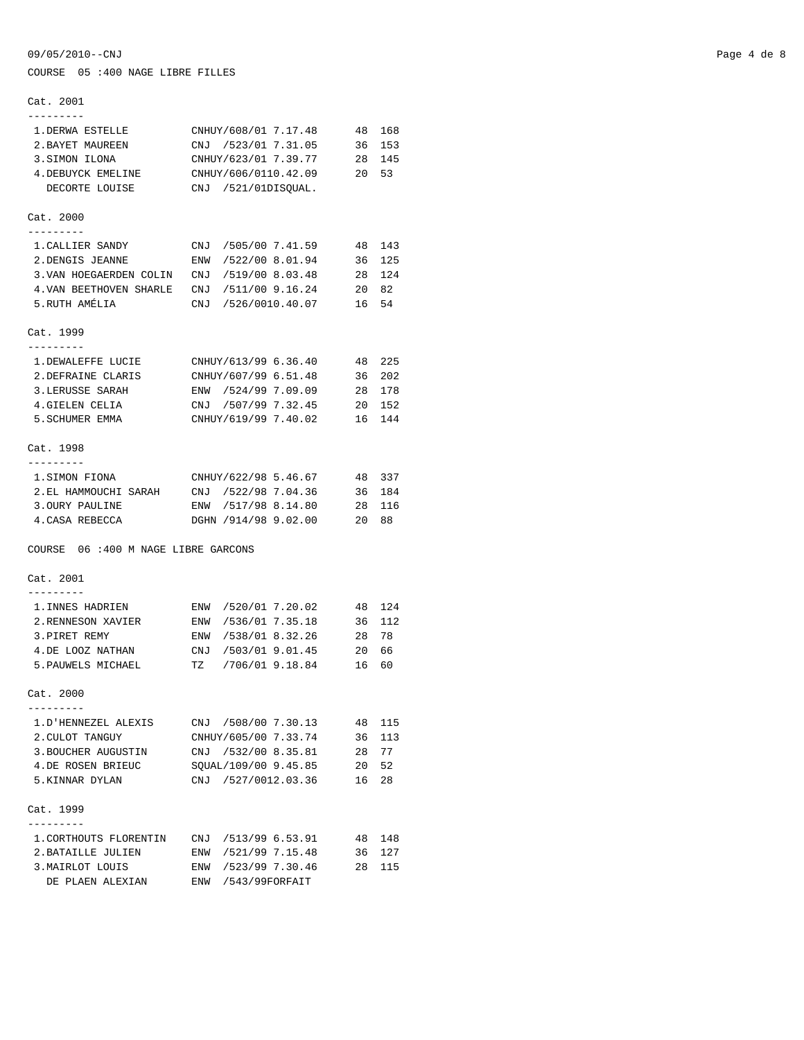COURSE 05 :400 NAGE LIBRE FILLES

Cat. 2001

| Rang | Nom | Club/N° | Temps | Pts | Pts |
|---|---|---|---|---|---|
| 1. | DERWA ESTELLE | CNHUY/608/01 | 7.17.48 | 48 | 168 |
| 2. | BAYET MAUREEN | CNJ /523/01 | 7.31.05 | 36 | 153 |
| 3. | SIMON ILONA | CNHUY/623/01 | 7.39.77 | 28 | 145 |
| 4. | DEBUYCK EMELINE | CNHUY/606/01 | 10.42.09 | 20 | 53 |
| | DECORTE LOUISE | CNJ /521/01 | DISQUAL. | | |

Cat. 2000

| Rang | Nom | Club/N° | Temps | Pts | Pts |
|---|---|---|---|---|---|
| 1. | CALLIER SANDY | CNJ /505/00 | 7.41.59 | 48 | 143 |
| 2. | DENGIS JEANNE | ENW /522/00 | 8.01.94 | 36 | 125 |
| 3. | VAN HOEGAERDEN COLIN | CNJ /519/00 | 8.03.48 | 28 | 124 |
| 4. | VAN BEETHOVEN SHARLE | CNJ /511/00 | 9.16.24 | 20 | 82 |
| 5. | RUTH AMÉLIA | CNJ /526/00 | 10.40.07 | 16 | 54 |

Cat. 1999

| Rang | Nom | Club/N° | Temps | Pts | Pts |
|---|---|---|---|---|---|
| 1. | DEWALEFFE LUCIE | CNHUY/613/99 | 6.36.40 | 48 | 225 |
| 2. | DEFRAINE CLARIS | CNHUY/607/99 | 6.51.48 | 36 | 202 |
| 3. | LERUSSE SARAH | ENW /524/99 | 7.09.09 | 28 | 178 |
| 4. | GIELEN CELIA | CNJ /507/99 | 7.32.45 | 20 | 152 |
| 5. | SCHUMER EMMA | CNHUY/619/99 | 7.40.02 | 16 | 144 |

Cat. 1998

| Rang | Nom | Club/N° | Temps | Pts | Pts |
|---|---|---|---|---|---|
| 1. | SIMON FIONA | CNHUY/622/98 | 5.46.67 | 48 | 337 |
| 2. | EL HAMMOUCHI SARAH | CNJ /522/98 | 7.04.36 | 36 | 184 |
| 3. | OURY PAULINE | ENW /517/98 | 8.14.80 | 28 | 116 |
| 4. | CASA REBECCA | DGHN /914/98 | 9.02.00 | 20 | 88 |

COURSE 06 :400 M NAGE LIBRE GARCONS

Cat. 2001

| Rang | Nom | Club/N° | Temps | Pts | Pts |
|---|---|---|---|---|---|
| 1. | INNES HADRIEN | ENW /520/01 | 7.20.02 | 48 | 124 |
| 2. | RENNESON XAVIER | ENW /536/01 | 7.35.18 | 36 | 112 |
| 3. | PIRET REMY | ENW /538/01 | 8.32.26 | 28 | 78 |
| 4. | DE LOOZ NATHAN | CNJ /503/01 | 9.01.45 | 20 | 66 |
| 5. | PAUWELS MICHAEL | TZ /706/01 | 9.18.84 | 16 | 60 |

Cat. 2000

| Rang | Nom | Club/N° | Temps | Pts | Pts |
|---|---|---|---|---|---|
| 1. | D'HENNEZEL ALEXIS | CNJ /508/00 | 7.30.13 | 48 | 115 |
| 2. | CULOT TANGUY | CNHUY/605/00 | 7.33.74 | 36 | 113 |
| 3. | BOUCHER AUGUSTIN | CNJ /532/00 | 8.35.81 | 28 | 77 |
| 4. | DE ROSEN BRIEUC | SQUAL/109/00 | 9.45.85 | 20 | 52 |
| 5. | KINNAR DYLAN | CNJ /527/00 | 12.03.36 | 16 | 28 |

Cat. 1999

| Rang | Nom | Club/N° | Temps | Pts | Pts |
|---|---|---|---|---|---|
| 1. | CORTHOUTS FLORENTIN | CNJ /513/99 | 6.53.91 | 48 | 148 |
| 2. | BATAILLE JULIEN | ENW /521/99 | 7.15.48 | 36 | 127 |
| 3. | MAIRLOT LOUIS | ENW /523/99 | 7.30.46 | 28 | 115 |
| | DE PLAEN ALEXIAN | ENW /543/99 | FORFAIT | | |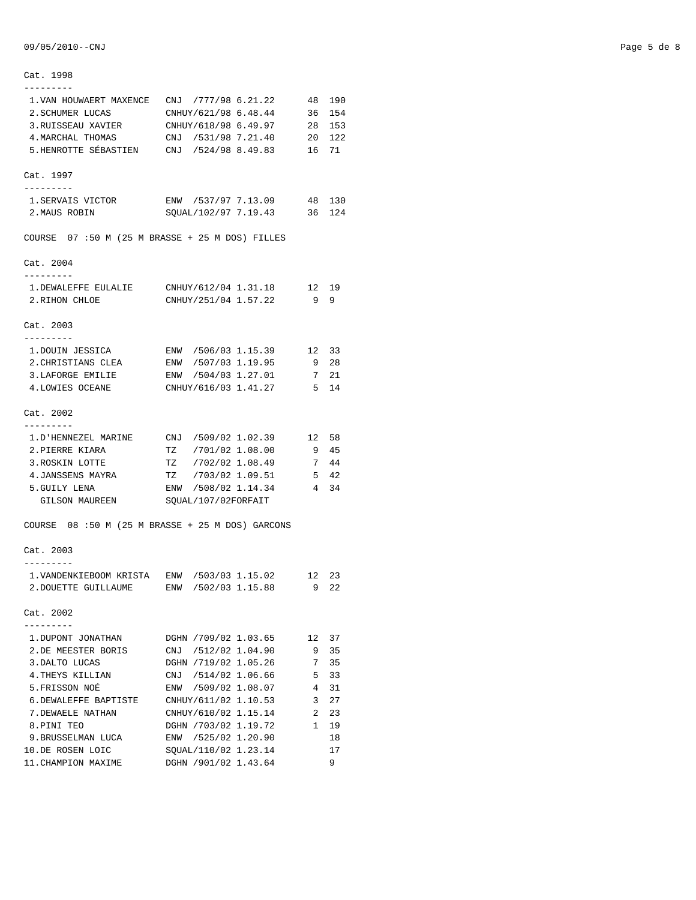Cat. 1998

| Rang | Nom | Club/N° | Temps | Pts | Total |
|---|---|---|---|---|---|
| 1. | VAN HOUWAERT MAXENCE | CNJ /777/98 | 6.21.22 | 48 | 190 |
| 2. | SCHUMER LUCAS | CNHUY/621/98 | 6.48.44 | 36 | 154 |
| 3. | RUISSEAU XAVIER | CNHUY/618/98 | 6.49.97 | 28 | 153 |
| 4. | MARCHAL THOMAS | CNJ /531/98 | 7.21.40 | 20 | 122 |
| 5. | HENROTTE SÉBASTIEN | CNJ /524/98 | 8.49.83 | 16 | 71 |

Cat. 1997

| Rang | Nom | Club/N° | Temps | Pts | Total |
|---|---|---|---|---|---|
| 1. | SERVAIS VICTOR | ENW /537/97 | 7.13.09 | 48 | 130 |
| 2. | MAUS ROBIN | SQUAL/102/97 | 7.19.43 | 36 | 124 |

## COURSE 07 :50 M (25 M BRASSE + 25 M DOS) FILLES

Cat. 2004

| Rang | Nom | Club/N° | Temps | Pts | Total |
|---|---|---|---|---|---|
| 1. | DEWALEFFE EULALIE | CNHUY/612/04 | 1.31.18 | 12 | 19 |
| 2. | RIHON CHLOE | CNHUY/251/04 | 1.57.22 | 9 | 9 |

Cat. 2003

| Rang | Nom | Club/N° | Temps | Pts | Total |
|---|---|---|---|---|---|
| 1. | DOUIN JESSICA | ENW /506/03 | 1.15.39 | 12 | 33 |
| 2. | CHRISTIANS CLEA | ENW /507/03 | 1.19.95 | 9 | 28 |
| 3. | LAFORGE EMILIE | ENW /504/03 | 1.27.01 | 7 | 21 |
| 4. | LOWIES OCEANE | CNHUY/616/03 | 1.41.27 | 5 | 14 |

Cat. 2002

| Rang | Nom | Club/N° | Temps | Pts | Total |
|---|---|---|---|---|---|
| 1. | D'HENNEZEL MARINE | CNJ /509/02 | 1.02.39 | 12 | 58 |
| 2. | PIERRE KIARA | TZ /701/02 | 1.08.00 | 9 | 45 |
| 3. | ROSKIN LOTTE | TZ /702/02 | 1.08.49 | 7 | 44 |
| 4. | JANSSENS MAYRA | TZ /703/02 | 1.09.51 | 5 | 42 |
| 5. | GUILY LENA | ENW /508/02 | 1.14.34 | 4 | 34 |
| | GILSON MAUREEN | SQUAL/107/02 | FORFAIT | | |

## COURSE 08 :50 M (25 M BRASSE + 25 M DOS) GARCONS

Cat. 2003

| Rang | Nom | Club/N° | Temps | Pts | Total |
|---|---|---|---|---|---|
| 1. | VANDENKIEBOOM KRISTA | ENW /503/03 | 1.15.02 | 12 | 23 |
| 2. | DOUETTE GUILLAUME | ENW /502/03 | 1.15.88 | 9 | 22 |

Cat. 2002

| Rang | Nom | Club/N° | Temps | Pts | Total |
|---|---|---|---|---|---|
| 1. | DUPONT JONATHAN | DGHN /709/02 | 1.03.65 | 12 | 37 |
| 2. | DE MEESTER BORIS | CNJ /512/02 | 1.04.90 | 9 | 35 |
| 3. | DALTO LUCAS | DGHN /719/02 | 1.05.26 | 7 | 35 |
| 4. | THEYS KILLIAN | CNJ /514/02 | 1.06.66 | 5 | 33 |
| 5. | FRISSON NOÉ | ENW /509/02 | 1.08.07 | 4 | 31 |
| 6. | DEWALEFFE BAPTISTE | CNHUY/611/02 | 1.10.53 | 3 | 27 |
| 7. | DEWAELE NATHAN | CNHUY/610/02 | 1.15.14 | 2 | 23 |
| 8. | PINI TEO | DGHN /703/02 | 1.19.72 | 1 | 19 |
| 9. | BRUSSELMAN LUCA | ENW /525/02 | 1.20.90 | | 18 |
| 10. | DE ROSEN LOIC | SQUAL/110/02 | 1.23.14 | | 17 |
| 11. | CHAMPION MAXIME | DGHN /901/02 | 1.43.64 | | 9 |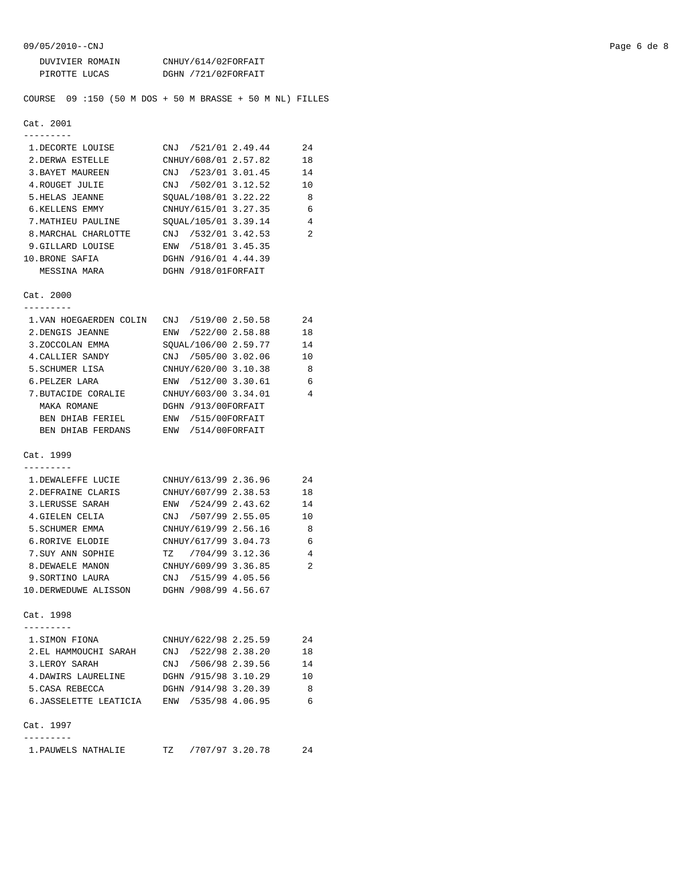| | | |
|---|---|---|
| DUVIVIER ROMAIN | CNHUY/614/02 | FORFAIT |
| PIROTTE LUCAS | DGHN /721/02 | FORFAIT |

COURSE 09 :150 (50 M DOS + 50 M BRASSE + 50 M NL) FILLES

Cat. 2001

| Pl. | Nom | Club/N°/Année | Temps | Points |
|---|---|---|---|---|
| 1. | DECORTE LOUISE | CNJ /521/01 | 2.49.44 | 24 |
| 2. | DERWA ESTELLE | CNHUY/608/01 | 2.57.82 | 18 |
| 3. | BAYET MAUREEN | CNJ /523/01 | 3.01.45 | 14 |
| 4. | ROUGET JULIE | CNJ /502/01 | 3.12.52 | 10 |
| 5. | HELAS JEANNE | SQUAL/108/01 | 3.22.22 | 8 |
| 6. | KELLENS EMMY | CNHUY/615/01 | 3.27.35 | 6 |
| 7. | MATHIEU PAULINE | SQUAL/105/01 | 3.39.14 | 4 |
| 8. | MARCHAL CHARLOTTE | CNJ /532/01 | 3.42.53 | 2 |
| 9. | GILLARD LOUISE | ENW /518/01 | 3.45.35 | |
| 10. | BRONE SAFIA | DGHN /916/01 | 4.44.39 | |
| | MESSINA MARA | DGHN /918/01 | FORFAIT | |

Cat. 2000

| Pl. | Nom | Club/N°/Année | Temps | Points |
|---|---|---|---|---|
| 1. | VAN HOEGAERDEN COLIN | CNJ /519/00 | 2.50.58 | 24 |
| 2. | DENGIS JEANNE | ENW /522/00 | 2.58.88 | 18 |
| 3. | ZOCCOLAN EMMA | SQUAL/106/00 | 2.59.77 | 14 |
| 4. | CALLIER SANDY | CNJ /505/00 | 3.02.06 | 10 |
| 5. | SCHUMER LISA | CNHUY/620/00 | 3.10.38 | 8 |
| 6. | PELZER LARA | ENW /512/00 | 3.30.61 | 6 |
| 7. | BUTACIDE CORALIE | CNHUY/603/00 | 3.34.01 | 4 |
| | MAKA ROMANE | DGHN /913/00 | FORFAIT | |
| | BEN DHIAB FERIEL | ENW /515/00 | FORFAIT | |
| | BEN DHIAB FERDANS | ENW /514/00 | FORFAIT | |

Cat. 1999

| Pl. | Nom | Club/N°/Année | Temps | Points |
|---|---|---|---|---|
| 1. | DEWALEFFE LUCIE | CNHUY/613/99 | 2.36.96 | 24 |
| 2. | DEFRAINE CLARIS | CNHUY/607/99 | 2.38.53 | 18 |
| 3. | LERUSSE SARAH | ENW /524/99 | 2.43.62 | 14 |
| 4. | GIELEN CELIA | CNJ /507/99 | 2.55.05 | 10 |
| 5. | SCHUMER EMMA | CNHUY/619/99 | 2.56.16 | 8 |
| 6. | RORIVE ELODIE | CNHUY/617/99 | 3.04.73 | 6 |
| 7. | SUY ANN SOPHIE | TZ /704/99 | 3.12.36 | 4 |
| 8. | DEWAELE MANON | CNHUY/609/99 | 3.36.85 | 2 |
| 9. | SORTINO LAURA | CNJ /515/99 | 4.05.56 | |
| 10. | DERWEDUWE ALISSON | DGHN /908/99 | 4.56.67 | |

Cat. 1998

| Pl. | Nom | Club/N°/Année | Temps | Points |
|---|---|---|---|---|
| 1. | SIMON FIONA | CNHUY/622/98 | 2.25.59 | 24 |
| 2. | EL HAMMOUCHI SARAH | CNJ /522/98 | 2.38.20 | 18 |
| 3. | LEROY SARAH | CNJ /506/98 | 2.39.56 | 14 |
| 4. | DAWIRS LAURELINE | DGHN /915/98 | 3.10.29 | 10 |
| 5. | CASA REBECCA | DGHN /914/98 | 3.20.39 | 8 |
| 6. | JASSELETTE LEATICIA | ENW /535/98 | 4.06.95 | 6 |

Cat. 1997

| Pl. | Nom | Club/N°/Année | Temps | Points |
|---|---|---|---|---|
| 1. | PAUWELS NATHALIE | TZ /707/97 | 3.20.78 | 24 |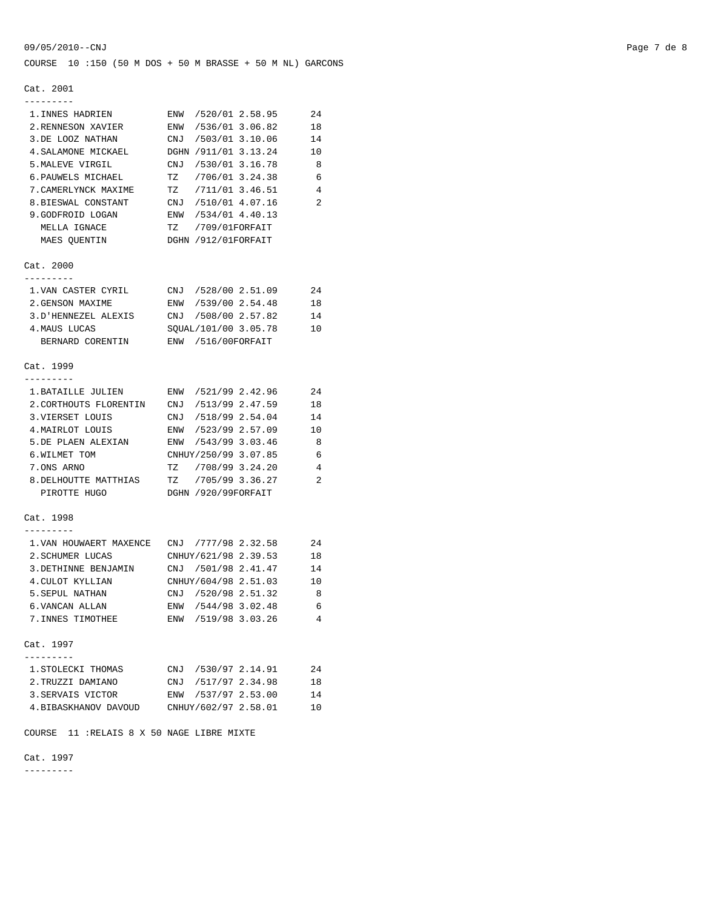## COURSE 10 :150 (50 M DOS + 50 M BRASSE + 50 M NL) GARCONS

### Cat. 2001

| Rang | Nom | Club | N° | Temps | Points |
|---|---|---|---|---|---|
| 1. | INNES HADRIEN | ENW | /520/01 | 2.58.95 | 24 |
| 2. | RENNESON XAVIER | ENW | /536/01 | 3.06.82 | 18 |
| 3. | DE LOOZ NATHAN | CNJ | /503/01 | 3.10.06 | 14 |
| 4. | SALAMONE MICKAEL | DGHN | /911/01 | 3.13.24 | 10 |
| 5. | MALEVE VIRGIL | CNJ | /530/01 | 3.16.78 | 8 |
| 6. | PAUWELS MICHAEL | TZ | /706/01 | 3.24.38 | 6 |
| 7. | CAMERLYNCK MAXIME | TZ | /711/01 | 3.46.51 | 4 |
| 8. | BIESWAL CONSTANT | CNJ | /510/01 | 4.07.16 | 2 |
| 9. | GODFROID LOGAN | ENW | /534/01 | 4.40.13 | |
| | MELLA IGNACE | TZ | /709/01 | FORFAIT | |
| | MAES QUENTIN | DGHN | /912/01 | FORFAIT | |

### Cat. 2000

| Rang | Nom | Club | N° | Temps | Points |
|---|---|---|---|---|---|
| 1. | VAN CASTER CYRIL | CNJ | /528/00 | 2.51.09 | 24 |
| 2. | GENSON MAXIME | ENW | /539/00 | 2.54.48 | 18 |
| 3. | D'HENNEZEL ALEXIS | CNJ | /508/00 | 2.57.82 | 14 |
| 4. | MAUS LUCAS | SQUAL | /101/00 | 3.05.78 | 10 |
| | BERNARD CORENTIN | ENW | /516/00 | FORFAIT | |

### Cat. 1999

| Rang | Nom | Club | N° | Temps | Points |
|---|---|---|---|---|---|
| 1. | BATAILLE JULIEN | ENW | /521/99 | 2.42.96 | 24 |
| 2. | CORTHOUTS FLORENTIN | CNJ | /513/99 | 2.47.59 | 18 |
| 3. | VIERSET LOUIS | CNJ | /518/99 | 2.54.04 | 14 |
| 4. | MAIRLOT LOUIS | ENW | /523/99 | 2.57.09 | 10 |
| 5. | DE PLAEN ALEXIAN | ENW | /543/99 | 3.03.46 | 8 |
| 6. | WILMET TOM | CNHUY | /250/99 | 3.07.85 | 6 |
| 7. | ONS ARNO | TZ | /708/99 | 3.24.20 | 4 |
| 8. | DELHOUTTE MATTHIAS | TZ | /705/99 | 3.36.27 | 2 |
| | PIROTTE HUGO | DGHN | /920/99 | FORFAIT | |

### Cat. 1998

| Rang | Nom | Club | N° | Temps | Points |
|---|---|---|---|---|---|
| 1. | VAN HOUWAERT MAXENCE | CNJ | /777/98 | 2.32.58 | 24 |
| 2. | SCHUMER LUCAS | CNHUY | /621/98 | 2.39.53 | 18 |
| 3. | DETHINNE BENJAMIN | CNJ | /501/98 | 2.41.47 | 14 |
| 4. | CULOT KYLLIAN | CNHUY | /604/98 | 2.51.03 | 10 |
| 5. | SEPUL NATHAN | CNJ | /520/98 | 2.51.32 | 8 |
| 6. | VANCAN ALLAN | ENW | /544/98 | 3.02.48 | 6 |
| 7. | INNES TIMOTHEE | ENW | /519/98 | 3.03.26 | 4 |

### Cat. 1997

| Rang | Nom | Club | N° | Temps | Points |
|---|---|---|---|---|---|
| 1. | STOLECKI THOMAS | CNJ | /530/97 | 2.14.91 | 24 |
| 2. | TRUZZI DAMIANO | CNJ | /517/97 | 2.34.98 | 18 |
| 3. | SERVAIS VICTOR | ENW | /537/97 | 2.53.00 | 14 |
| 4. | BIBASKHANOV DAVOUD | CNHUY | /602/97 | 2.58.01 | 10 |

## COURSE 11 :RELAIS 8 X 50 NAGE LIBRE MIXTE

### Cat. 1997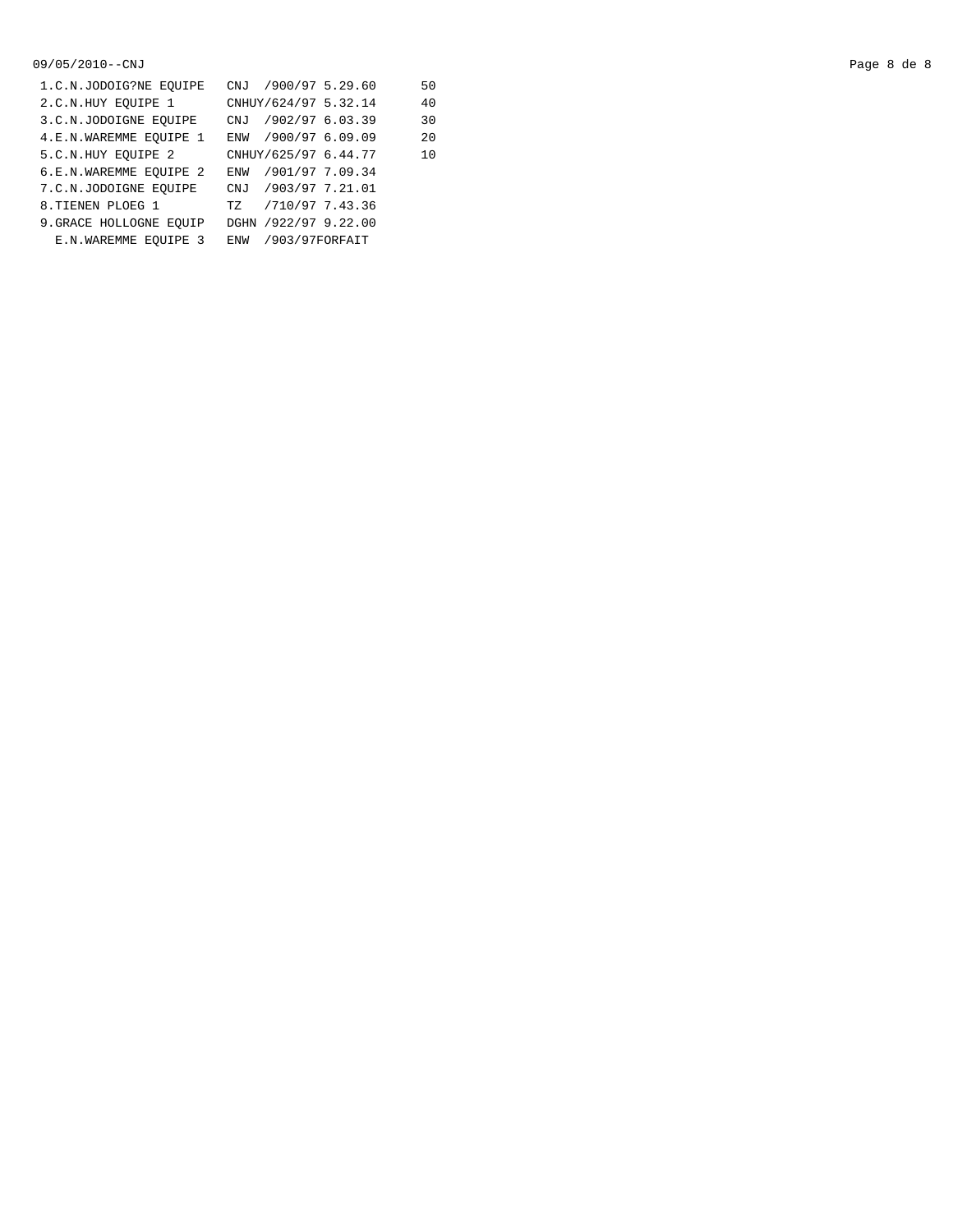| | | | | |
|---|---|---|---|---|
| 1.C.N.JODOIG?NE EQUIPE | CNJ /900/97 | 5.29.60 | 50 |
| 2.C.N.HUY EQUIPE 1 | CNHUY/624/97 | 5.32.14 | 40 |
| 3.C.N.JODOIGNE EQUIPE | CNJ /902/97 | 6.03.39 | 30 |
| 4.E.N.WAREMME EQUIPE 1 | ENW /900/97 | 6.09.09 | 20 |
| 5.C.N.HUY EQUIPE 2 | CNHUY/625/97 | 6.44.77 | 10 |
| 6.E.N.WAREMME EQUIPE 2 | ENW /901/97 | 7.09.34 | |
| 7.C.N.JODOIGNE EQUIPE | CNJ /903/97 | 7.21.01 | |
| 8.TIENEN PLOEG 1 | TZ /710/97 | 7.43.36 | |
| 9.GRACE HOLLOGNE EQUIP | DGHN /922/97 | 9.22.00 | |
| E.N.WAREMME EQUIPE 3 | ENW /903/97 | FORFAIT | |